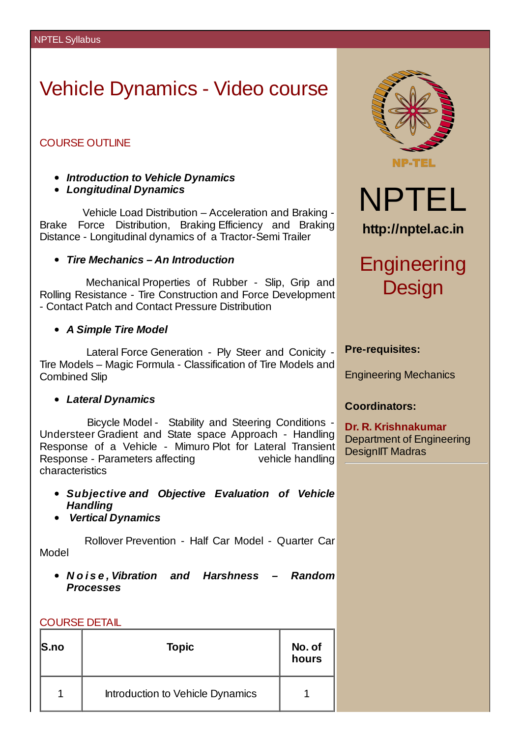NPTEL Syllabus

# Vehicle Dynamics - Video course

## COURSE OUTLINE

- ***Introduction to Vehicle Dynamics***
- ***Longitudinal Dynamics***

Vehicle Load Distribution – Acceleration and Braking - Brake Force Distribution, Braking Efficiency and Braking Distance - Longitudinal dynamics of a Tractor-Semi Trailer

- ***Tire Mechanics – An Introduction***

Mechanical Properties of Rubber - Slip, Grip and Rolling Resistance - Tire Construction and Force Development - Contact Patch and Contact Pressure Distribution

- ***A Simple Tire Model***

Lateral Force Generation - Ply Steer and Conicity - Tire Models – Magic Formula - Classification of Tire Models and Combined Slip

- ***Lateral Dynamics***

Bicycle Model - Stability and Steering Conditions - Understeer Gradient and State space Approach - Handling Response of a Vehicle - Mimuro Plot for Lateral Transient Response - Parameters affecting vehicle handling characteristics

- ***Subjective and Objective Evaluation of Vehicle Handling***
- ***Vertical Dynamics***

Rollover Prevention - Half Car Model - Quarter Car Model

- ***Noise, Vibration and Harshness – Random Processes***

## COURSE DETAIL

| S.no | Topic | No. of hours |
|---|---|---|
| 1 | Introduction to Vehicle Dynamics | 1 |

NP-TEL

# NPTEL

**http://nptel.ac.in**

## Engineering Design

**Pre-requisites:**

Engineering Mechanics

**Coordinators:**

**Dr. R. Krishnakumar**
Department of Engineering DesignIIT Madras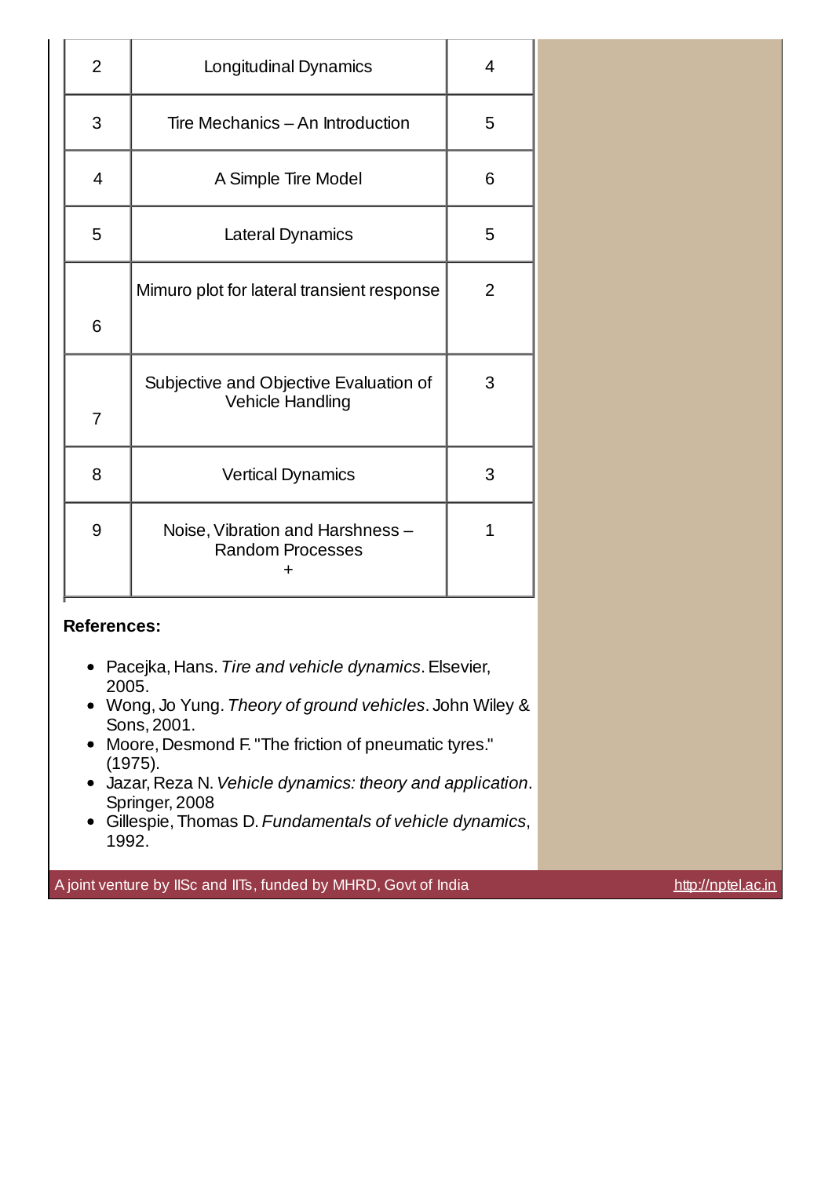| | | |
|---|---|---|
| 2 | Longitudinal Dynamics | 4 |
| 3 | Tire Mechanics – An Introduction | 5 |
| 4 | A Simple Tire Model | 6 |
| 5 | Lateral Dynamics | 5 |
| 6 | Mimuro plot for lateral transient response | 2 |
| 7 | Subjective and Objective Evaluation of Vehicle Handling | 3 |
| 8 | Vertical Dynamics | 3 |
| 9 | Noise, Vibration and Harshness – Random Processes + | 1 |

**References:**

- Pacejka, Hans. *Tire and vehicle dynamics*. Elsevier, 2005.
- Wong, Jo Yung. *Theory of ground vehicles*. John Wiley & Sons, 2001.
- Moore, Desmond F. "The friction of pneumatic tyres." (1975).
- Jazar, Reza N. *Vehicle dynamics: theory and application*. Springer, 2008
- Gillespie, Thomas D. *Fundamentals of vehicle dynamics*, 1992.

A joint venture by IISc and IITs, funded by MHRD, Govt of India http://nptel.ac.in